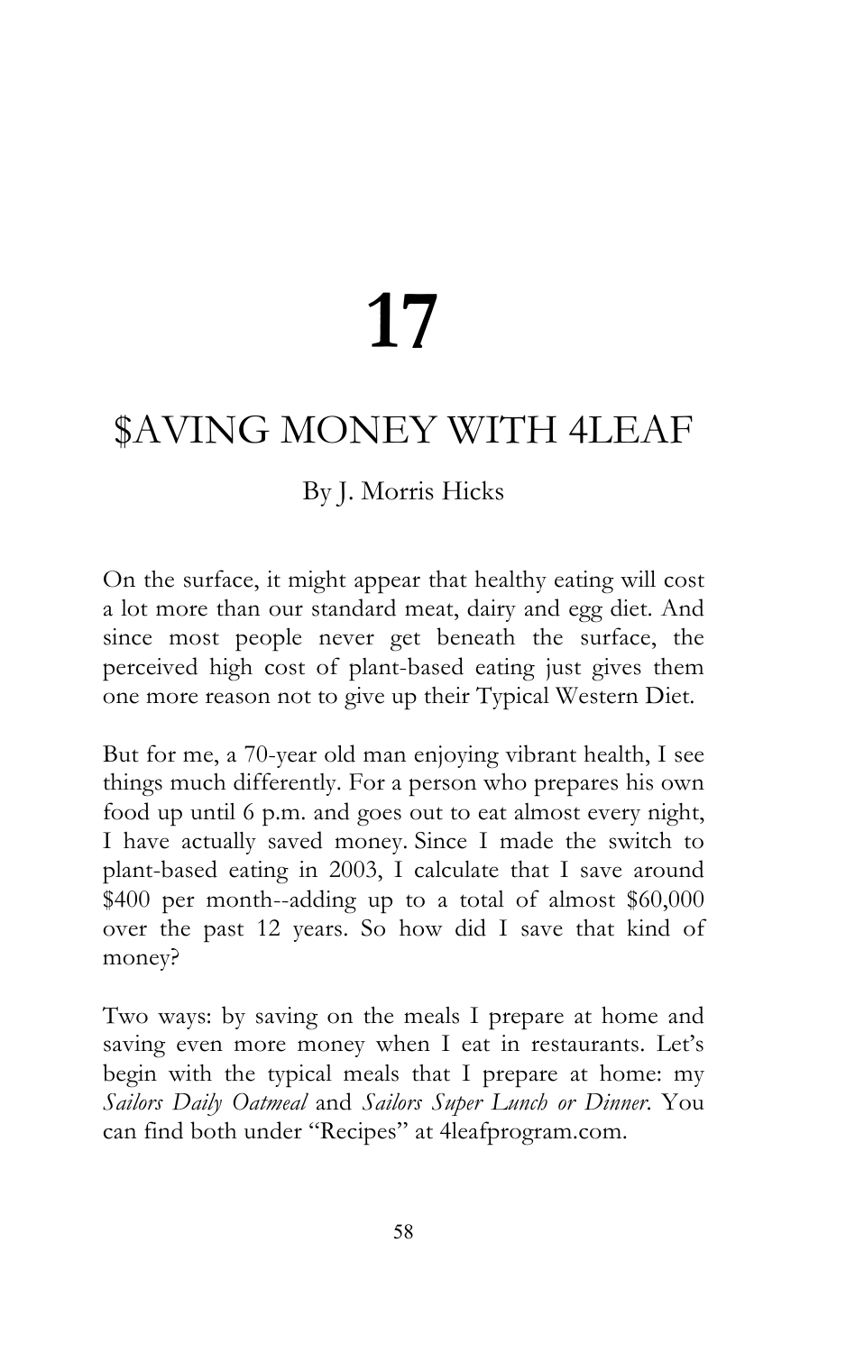# 17

# $AVING MONEY WITH 4LEAF

By J. Morris Hicks

On the surface, it might appear that healthy eating will cost a lot more than our standard meat, dairy and egg diet. And since most people never get beneath the surface, the perceived high cost of plant-based eating just gives them one more reason not to give up their Typical Western Diet.

But for me, a 70-year old man enjoying vibrant health, I see things much differently. For a person who prepares his own food up until 6 p.m. and goes out to eat almost every night, I have actually saved money. Since I made the switch to plant-based eating in 2003, I calculate that I save around $400 per month--adding up to a total of almost $60,000 over the past 12 years. So how did I save that kind of money?

Two ways: by saving on the meals I prepare at home and saving even more money when I eat in restaurants. Let's begin with the typical meals that I prepare at home: my *Sailors Daily Oatmeal* and *Sailors Super Lunch or Dinner*. You can find both under "Recipes" at 4leafprogram.com.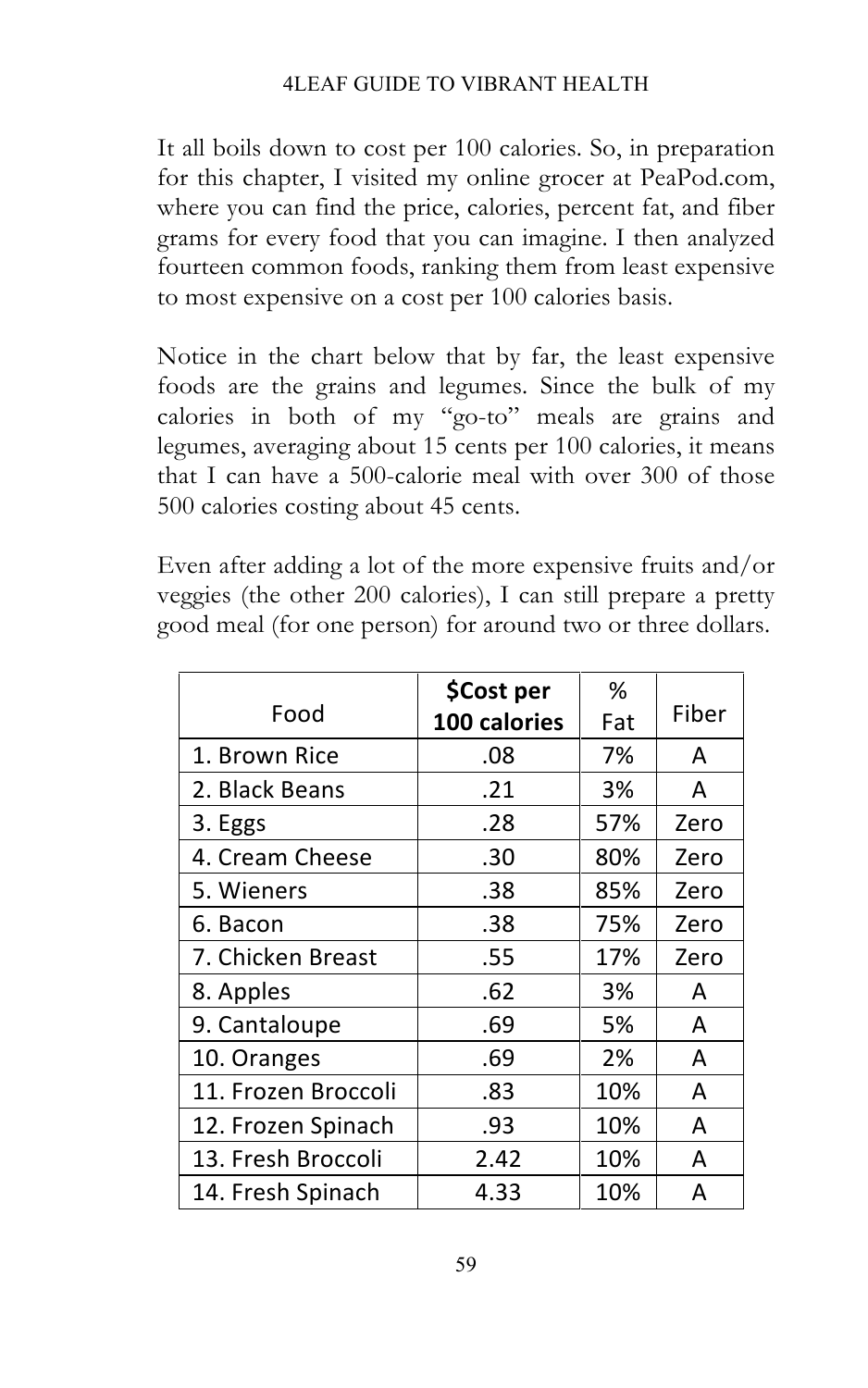It all boils down to cost per 100 calories. So, in preparation for this chapter, I visited my online grocer at PeaPod.com, where you can find the price, calories, percent fat, and fiber grams for every food that you can imagine. I then analyzed fourteen common foods, ranking them from least expensive to most expensive on a cost per 100 calories basis.

Notice in the chart below that by far, the least expensive foods are the grains and legumes. Since the bulk of my calories in both of my "go-to" meals are grains and legumes, averaging about 15 cents per 100 calories, it means that I can have a 500-calorie meal with over 300 of those 500 calories costing about 45 cents.

Even after adding a lot of the more expensive fruits and/or veggies (the other 200 calories), I can still prepare a pretty good meal (for one person) for around two or three dollars.

| Food | **$Cost per 100 calories** | % Fat | Fiber |
|---|---|---|---|
| 1. Brown Rice | .08 | 7% | A |
| 2. Black Beans | .21 | 3% | A |
| 3. Eggs | .28 | 57% | Zero |
| 4. Cream Cheese | .30 | 80% | Zero |
| 5. Wieners | .38 | 85% | Zero |
| 6. Bacon | .38 | 75% | Zero |
| 7. Chicken Breast | .55 | 17% | Zero |
| 8. Apples | .62 | 3% | A |
| 9. Cantaloupe | .69 | 5% | A |
| 10. Oranges | .69 | 2% | A |
| 11. Frozen Broccoli | .83 | 10% | A |
| 12. Frozen Spinach | .93 | 10% | A |
| 13. Fresh Broccoli | 2.42 | 10% | A |
| 14. Fresh Spinach | 4.33 | 10% | A |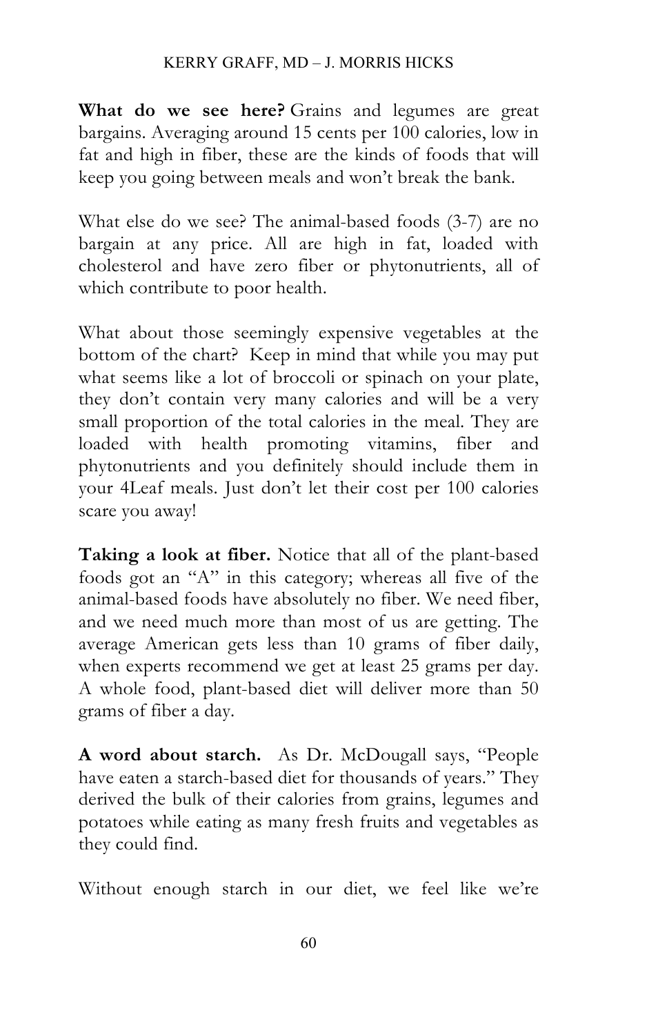**What do we see here?** Grains and legumes are great bargains. Averaging around 15 cents per 100 calories, low in fat and high in fiber, these are the kinds of foods that will keep you going between meals and won't break the bank.

What else do we see? The animal-based foods (3-7) are no bargain at any price. All are high in fat, loaded with cholesterol and have zero fiber or phytonutrients, all of which contribute to poor health.

What about those seemingly expensive vegetables at the bottom of the chart? Keep in mind that while you may put what seems like a lot of broccoli or spinach on your plate, they don't contain very many calories and will be a very small proportion of the total calories in the meal. They are loaded with health promoting vitamins, fiber and phytonutrients and you definitely should include them in your 4Leaf meals. Just don't let their cost per 100 calories scare you away!

**Taking a look at fiber.** Notice that all of the plant-based foods got an "A" in this category; whereas all five of the animal-based foods have absolutely no fiber. We need fiber, and we need much more than most of us are getting. The average American gets less than 10 grams of fiber daily, when experts recommend we get at least 25 grams per day. A whole food, plant-based diet will deliver more than 50 grams of fiber a day.

**A word about starch.** As Dr. McDougall says, "People have eaten a starch-based diet for thousands of years." They derived the bulk of their calories from grains, legumes and potatoes while eating as many fresh fruits and vegetables as they could find.

Without enough starch in our diet, we feel like we're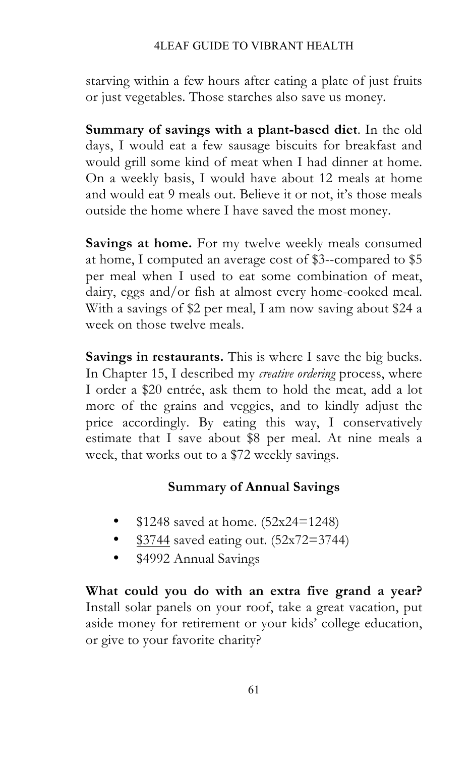starving within a few hours after eating a plate of just fruits or just vegetables. Those starches also save us money.

**Summary of savings with a plant-based diet**. In the old days, I would eat a few sausage biscuits for breakfast and would grill some kind of meat when I had dinner at home. On a weekly basis, I would have about 12 meals at home and would eat 9 meals out. Believe it or not, it's those meals outside the home where I have saved the most money.

**Savings at home.** For my twelve weekly meals consumed at home, I computed an average cost of $3--compared to $5 per meal when I used to eat some combination of meat, dairy, eggs and/or fish at almost every home-cooked meal. With a savings of $2 per meal, I am now saving about $24 a week on those twelve meals.

**Savings in restaurants.** This is where I save the big bucks. In Chapter 15, I described my *creative ordering* process, where I order a $20 entrée, ask them to hold the meat, add a lot more of the grains and veggies, and to kindly adjust the price accordingly. By eating this way, I conservatively estimate that I save about $8 per meal. At nine meals a week, that works out to a $72 weekly savings.

**Summary of Annual Savings**

- $1248 saved at home. (52x24=1248)
- <u>$3744</u> saved eating out. (52x72=3744)
- $4992 Annual Savings

**What could you do with an extra five grand a year?** Install solar panels on your roof, take a great vacation, put aside money for retirement or your kids' college education, or give to your favorite charity?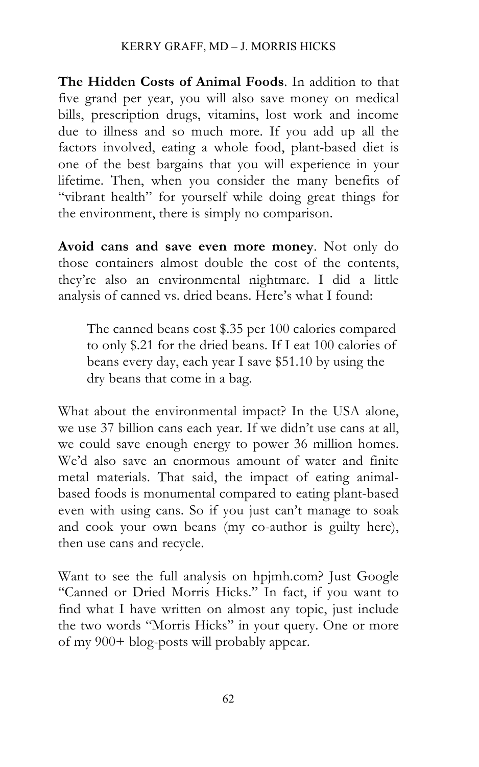**The Hidden Costs of Animal Foods**. In addition to that five grand per year, you will also save money on medical bills, prescription drugs, vitamins, lost work and income due to illness and so much more. If you add up all the factors involved, eating a whole food, plant-based diet is one of the best bargains that you will experience in your lifetime. Then, when you consider the many benefits of "vibrant health" for yourself while doing great things for the environment, there is simply no comparison.

**Avoid cans and save even more money**. Not only do those containers almost double the cost of the contents, they're also an environmental nightmare. I did a little analysis of canned vs. dried beans. Here's what I found:

> The canned beans cost $.35 per 100 calories compared to only $.21 for the dried beans. If I eat 100 calories of beans every day, each year I save $51.10 by using the dry beans that come in a bag.

What about the environmental impact? In the USA alone, we use 37 billion cans each year. If we didn't use cans at all, we could save enough energy to power 36 million homes. We'd also save an enormous amount of water and finite metal materials. That said, the impact of eating animal-based foods is monumental compared to eating plant-based even with using cans. So if you just can't manage to soak and cook your own beans (my co-author is guilty here), then use cans and recycle.

Want to see the full analysis on hpjmh.com? Just Google "Canned or Dried Morris Hicks." In fact, if you want to find what I have written on almost any topic, just include the two words "Morris Hicks" in your query. One or more of my 900+ blog-posts will probably appear.